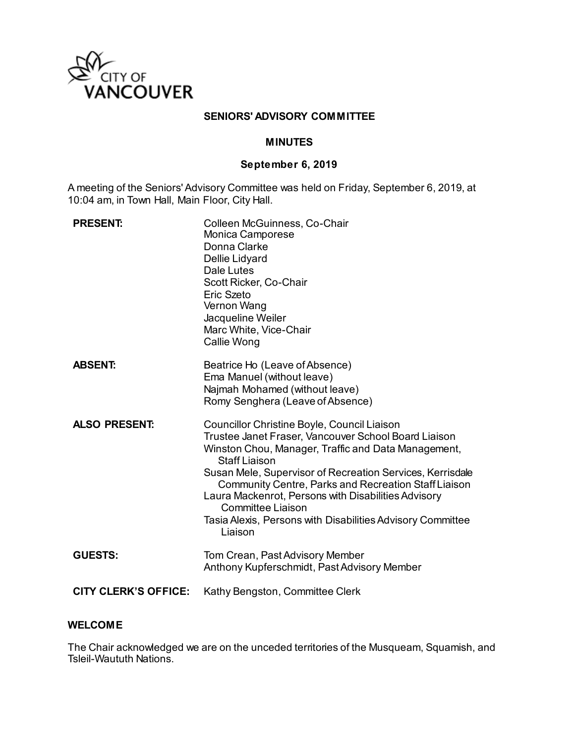CITY OF VANCOUVER

**SENIORS' ADVISORY COMMITTEE**

**MINUTES**

**September 6, 2019**

A meeting of the Seniors' Advisory Committee was held on Friday, September 6, 2019, at 10:04 am, in Town Hall, Main Floor, City Hall.

| | |
|---|---|
| **PRESENT:** | Colleen McGuinness, Co-Chair<br>Monica Camporese<br>Donna Clarke<br>Dellie Lidyard<br>Dale Lutes<br>Scott Ricker, Co-Chair<br>Eric Szeto<br>Vernon Wang<br>Jacqueline Weiler<br>Marc White, Vice-Chair<br>Callie Wong |
| **ABSENT:** | Beatrice Ho (Leave of Absence)<br>Ema Manuel (without leave)<br>Najmah Mohamed (without leave)<br>Romy Senghera (Leave of Absence) |
| **ALSO PRESENT:** | Councillor Christine Boyle, Council Liaison<br>Trustee Janet Fraser, Vancouver School Board Liaison<br>Winston Chou, Manager, Traffic and Data Management, Staff Liaison<br>Susan Mele, Supervisor of Recreation Services, Kerrisdale Community Centre, Parks and Recreation Staff Liaison<br>Laura Mackenrot, Persons with Disabilities Advisory Committee Liaison<br>Tasia Alexis, Persons with Disabilities Advisory Committee Liaison |
| **GUESTS:** | Tom Crean, Past Advisory Member<br>Anthony Kupferschmidt, Past Advisory Member |
| **CITY CLERK'S OFFICE:** | Kathy Bengston, Committee Clerk |

**WELCOME**

The Chair acknowledged we are on the unceded territories of the Musqueam, Squamish, and Tsleil-Waututh Nations.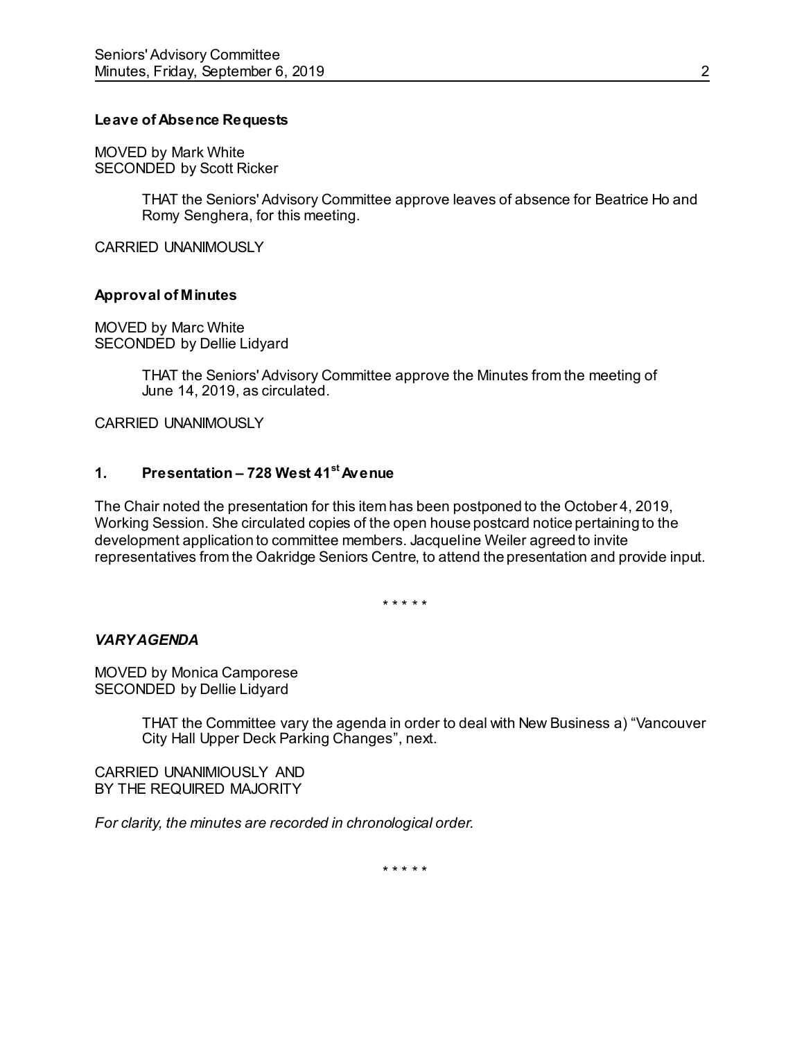**Leave of Absence Requests**

MOVED by Mark White
SECONDED by Scott Ricker

> THAT the Seniors' Advisory Committee approve leaves of absence for Beatrice Ho and Romy Senghera, for this meeting.

CARRIED UNANIMOUSLY

**Approval of Minutes**

MOVED by Marc White
SECONDED by Dellie Lidyard

> THAT the Seniors' Advisory Committee approve the Minutes from the meeting of June 14, 2019, as circulated.

CARRIED UNANIMOUSLY

**1. Presentation – 728 West 41st Avenue**

The Chair noted the presentation for this item has been postponed to the October 4, 2019, Working Session. She circulated copies of the open house postcard notice pertaining to the development application to committee members. Jacqueline Weiler agreed to invite representatives from the Oakridge Seniors Centre, to attend the presentation and provide input.

\* \* \* \* \*

***VARY AGENDA***

MOVED by Monica Camporese
SECONDED by Dellie Lidyard

> THAT the Committee vary the agenda in order to deal with New Business a) "Vancouver City Hall Upper Deck Parking Changes", next.

CARRIED UNANIMIOUSLY AND
BY THE REQUIRED MAJORITY

*For clarity, the minutes are recorded in chronological order.*

\* \* \* \* \*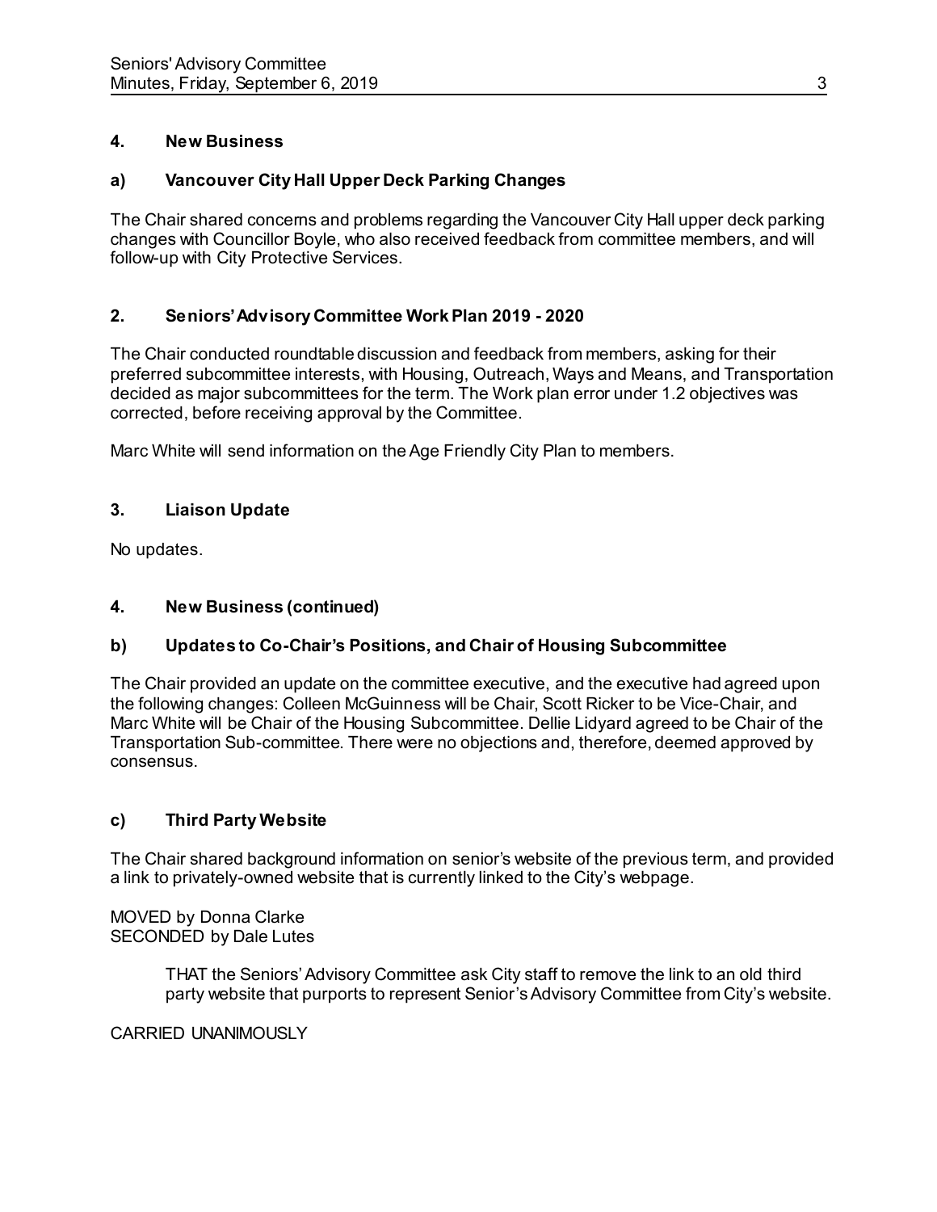## 4. New Business

### a) Vancouver City Hall Upper Deck Parking Changes

The Chair shared concerns and problems regarding the Vancouver City Hall upper deck parking changes with Councillor Boyle, who also received feedback from committee members, and will follow-up with City Protective Services.

## 2. Seniors' Advisory Committee Work Plan 2019 - 2020

The Chair conducted roundtable discussion and feedback from members, asking for their preferred subcommittee interests, with Housing, Outreach, Ways and Means, and Transportation decided as major subcommittees for the term. The Work plan error under 1.2 objectives was corrected, before receiving approval by the Committee.

Marc White will send information on the Age Friendly City Plan to members.

## 3. Liaison Update

No updates.

## 4. New Business (continued)

### b) Updates to Co-Chair's Positions, and Chair of Housing Subcommittee

The Chair provided an update on the committee executive, and the executive had agreed upon the following changes: Colleen McGuinness will be Chair, Scott Ricker to be Vice-Chair, and Marc White will be Chair of the Housing Subcommittee. Dellie Lidyard agreed to be Chair of the Transportation Sub-committee. There were no objections and, therefore, deemed approved by consensus.

### c) Third Party Website

The Chair shared background information on senior's website of the previous term, and provided a link to privately-owned website that is currently linked to the City's webpage.

MOVED by Donna Clarke
SECONDED by Dale Lutes

> THAT the Seniors' Advisory Committee ask City staff to remove the link to an old third party website that purports to represent Senior's Advisory Committee from City's website.

CARRIED UNANIMOUSLY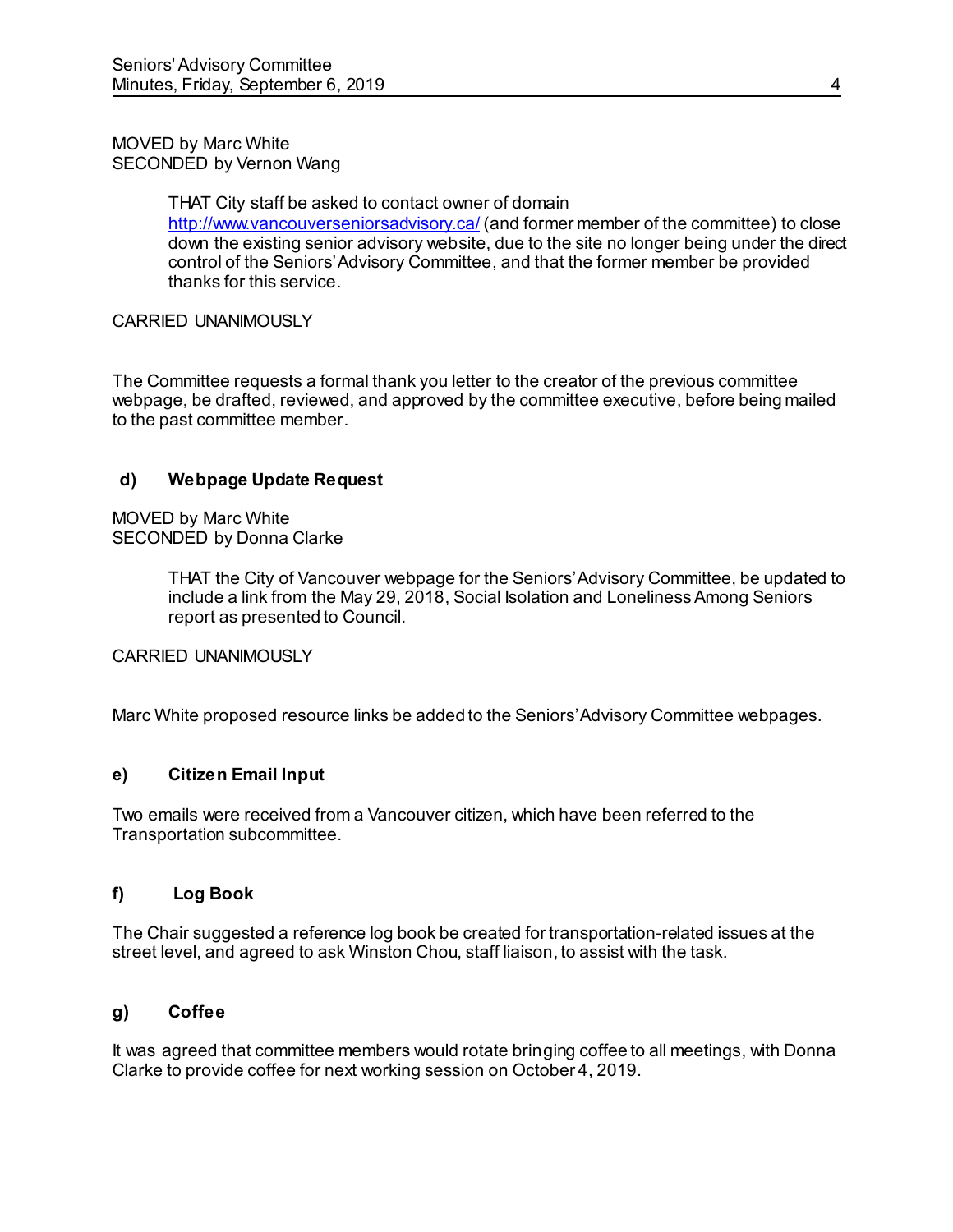MOVED by Marc White
SECONDED by Vernon Wang

> THAT City staff be asked to contact owner of domain http://www.vancouverseniorsadvisory.ca/ (and former member of the committee) to close down the existing senior advisory website, due to the site no longer being under the direct control of the Seniors' Advisory Committee, and that the former member be provided thanks for this service.

CARRIED UNANIMOUSLY

The Committee requests a formal thank you letter to the creator of the previous committee webpage, be drafted, reviewed, and approved by the committee executive, before being mailed to the past committee member.

### d) Webpage Update Request

MOVED by Marc White
SECONDED by Donna Clarke

> THAT the City of Vancouver webpage for the Seniors' Advisory Committee, be updated to include a link from the May 29, 2018, Social Isolation and Loneliness Among Seniors report as presented to Council.

CARRIED UNANIMOUSLY

Marc White proposed resource links be added to the Seniors' Advisory Committee webpages.

### e) Citizen Email Input

Two emails were received from a Vancouver citizen, which have been referred to the Transportation subcommittee.

### f) Log Book

The Chair suggested a reference log book be created for transportation-related issues at the street level, and agreed to ask Winston Chou, staff liaison, to assist with the task.

### g) Coffee

It was agreed that committee members would rotate bringing coffee to all meetings, with Donna Clarke to provide coffee for next working session on October 4, 2019.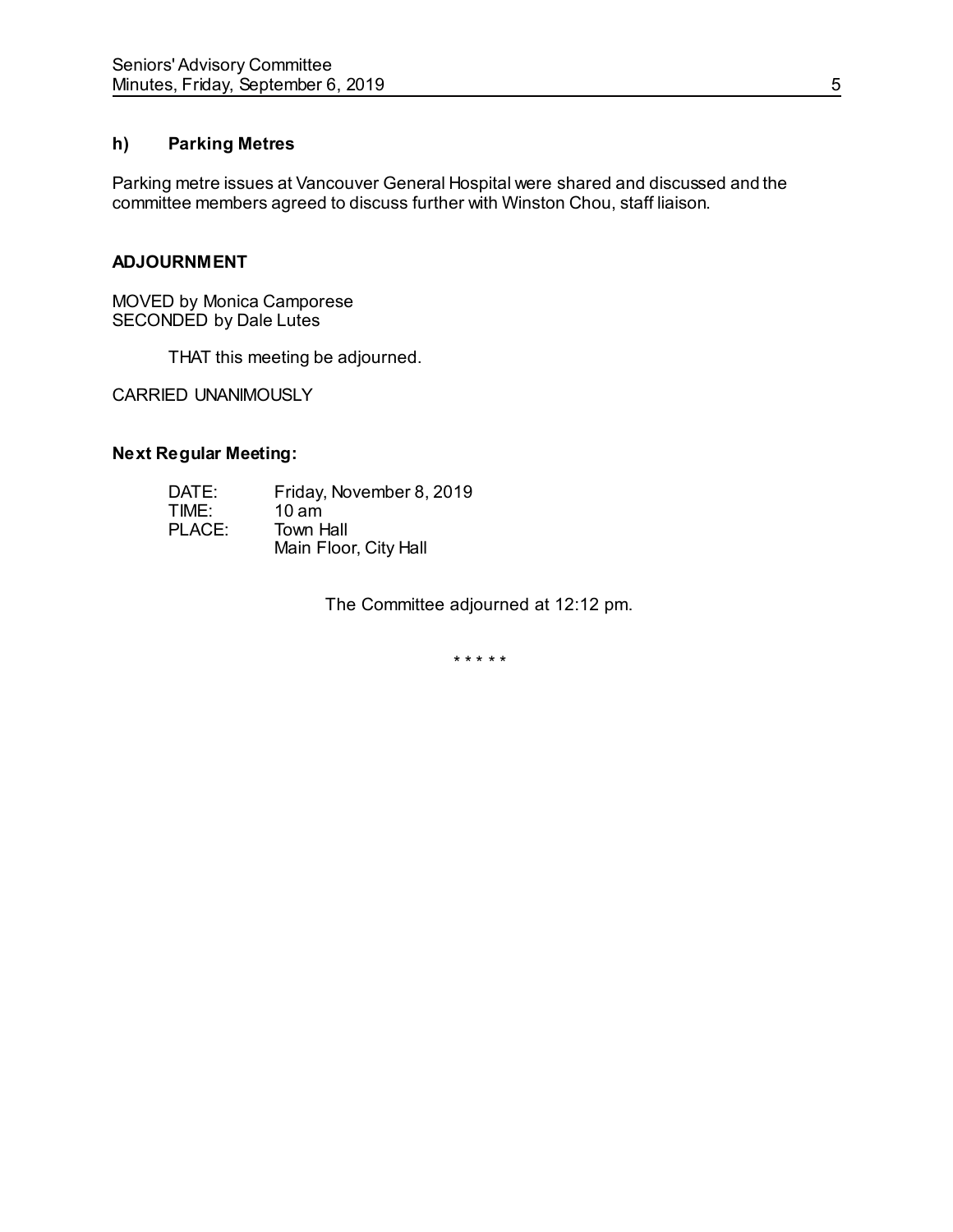### h) Parking Metres

Parking metre issues at Vancouver General Hospital were shared and discussed and the committee members agreed to discuss further with Winston Chou, staff liaison.

## ADJOURNMENT

MOVED by Monica Camporese
SECONDED by Dale Lutes

THAT this meeting be adjourned.

CARRIED UNANIMOUSLY

**Next Regular Meeting:**

| | |
|---|---|
| DATE: | Friday, November 8, 2019 |
| TIME: | 10 am |
| PLACE: | Town Hall<br>Main Floor, City Hall |

The Committee adjourned at 12:12 pm.

* * * * *